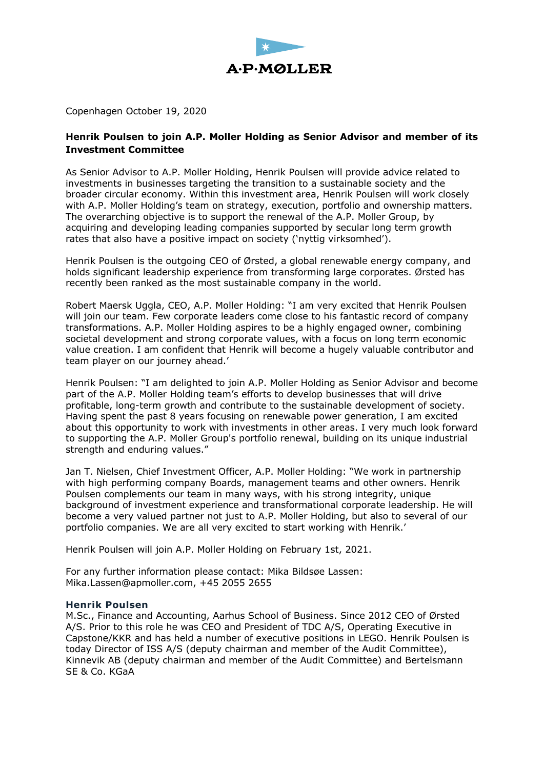A·P·MØLLER

Copenhagen October 19, 2020

**Henrik Poulsen to join A.P. Moller Holding as Senior Advisor and member of its Investment Committee**

As Senior Advisor to A.P. Moller Holding, Henrik Poulsen will provide advice related to investments in businesses targeting the transition to a sustainable society and the broader circular economy. Within this investment area, Henrik Poulsen will work closely with A.P. Moller Holding's team on strategy, execution, portfolio and ownership matters. The overarching objective is to support the renewal of the A.P. Moller Group, by acquiring and developing leading companies supported by secular long term growth rates that also have a positive impact on society ('nyttig virksomhed').

Henrik Poulsen is the outgoing CEO of Ørsted, a global renewable energy company, and holds significant leadership experience from transforming large corporates. Ørsted has recently been ranked as the most sustainable company in the world.

Robert Maersk Uggla, CEO, A.P. Moller Holding: "I am very excited that Henrik Poulsen will join our team. Few corporate leaders come close to his fantastic record of company transformations. A.P. Moller Holding aspires to be a highly engaged owner, combining societal development and strong corporate values, with a focus on long term economic value creation. I am confident that Henrik will become a hugely valuable contributor and team player on our journey ahead.'

Henrik Poulsen: "I am delighted to join A.P. Moller Holding as Senior Advisor and become part of the A.P. Moller Holding team's efforts to develop businesses that will drive profitable, long-term growth and contribute to the sustainable development of society. Having spent the past 8 years focusing on renewable power generation, I am excited about this opportunity to work with investments in other areas. I very much look forward to supporting the A.P. Moller Group's portfolio renewal, building on its unique industrial strength and enduring values."

Jan T. Nielsen, Chief Investment Officer, A.P. Moller Holding: "We work in partnership with high performing company Boards, management teams and other owners. Henrik Poulsen complements our team in many ways, with his strong integrity, unique background of investment experience and transformational corporate leadership. He will become a very valued partner not just to A.P. Moller Holding, but also to several of our portfolio companies. We are all very excited to start working with Henrik.'

Henrik Poulsen will join A.P. Moller Holding on February 1st, 2021.

For any further information please contact: Mika Bildsøe Lassen: Mika.Lassen@apmoller.com, +45 2055 2655

### Henrik Poulsen

M.Sc., Finance and Accounting, Aarhus School of Business. Since 2012 CEO of Ørsted A/S. Prior to this role he was CEO and President of TDC A/S, Operating Executive in Capstone/KKR and has held a number of executive positions in LEGO. Henrik Poulsen is today Director of ISS A/S (deputy chairman and member of the Audit Committee), Kinnevik AB (deputy chairman and member of the Audit Committee) and Bertelsmann SE & Co. KGaA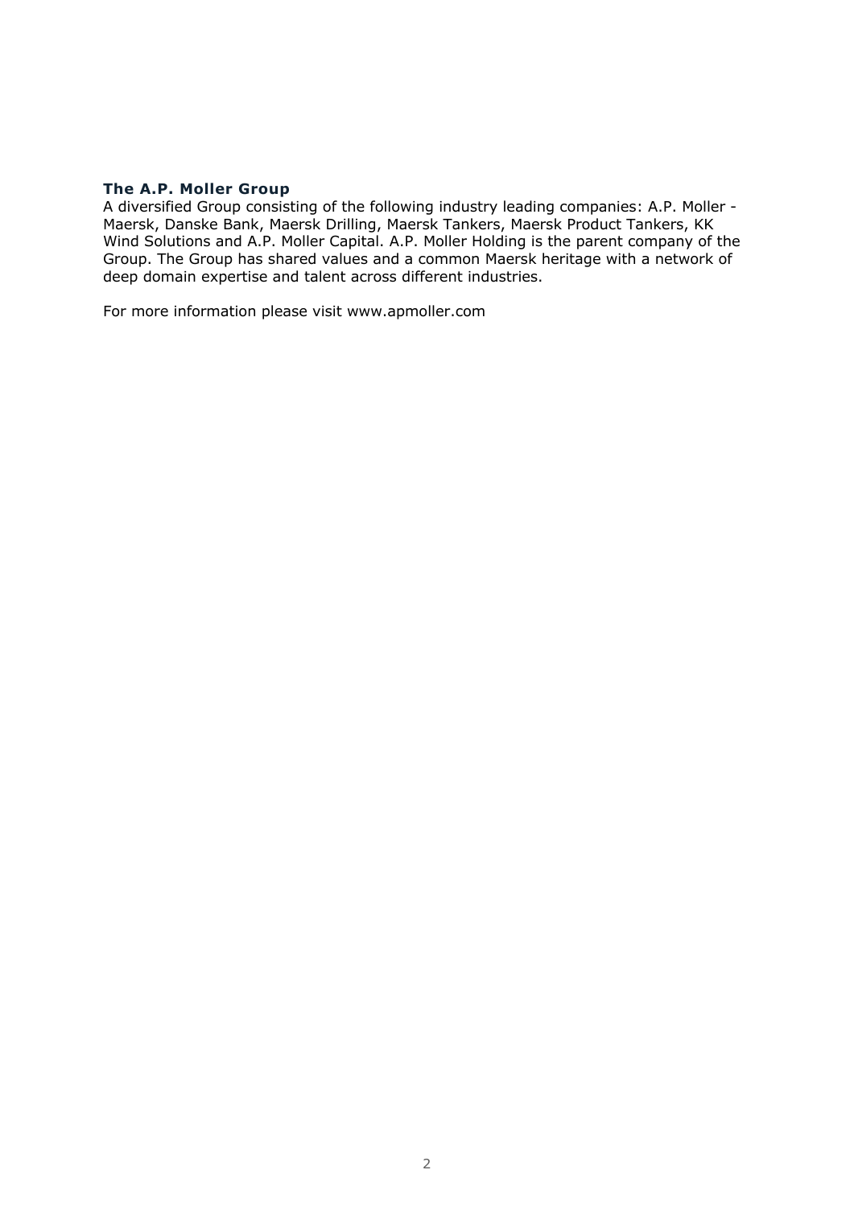**The A.P. Moller Group**

A diversified Group consisting of the following industry leading companies: A.P. Moller - Maersk, Danske Bank, Maersk Drilling, Maersk Tankers, Maersk Product Tankers, KK Wind Solutions and A.P. Moller Capital. A.P. Moller Holding is the parent company of the Group. The Group has shared values and a common Maersk heritage with a network of deep domain expertise and talent across different industries.

For more information please visit www.apmoller.com